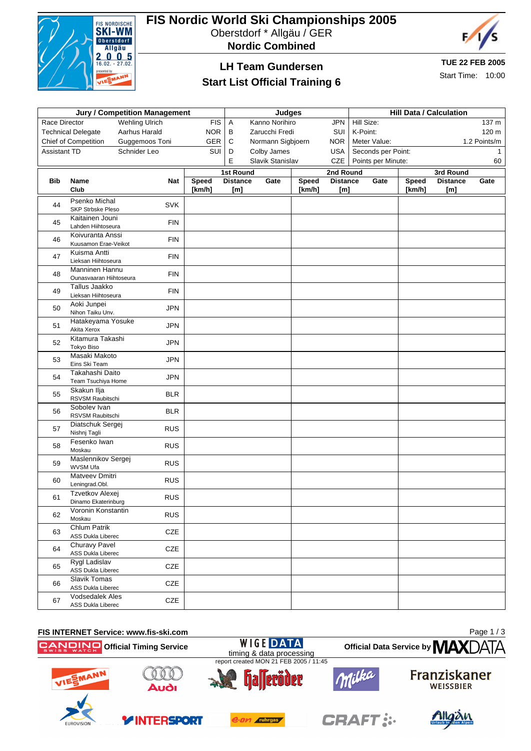# FIS Nordic World Ski Championships 2005

Oberstdorf * Allgäu / GER

**Nordic Combined**

## LH Team Gundersen

## Start List Official Training 6

**TUE 22 FEB 2005**

Start Time: 10:00

| Jury / Competition Management | | | Judges | | | Hill Data / Calculation | |
|---|---|---|---|---|---|---|---|
| Race Director | Wehling Ulrich | FIS | A | Kanno Norihiro | JPN | Hill Size: | 137 m |
| Technical Delegate | Aarhus Harald | NOR | B | Zarucchi Fredi | SUI | K-Point: | 120 m |
| Chief of Competition | Guggemoos Toni | GER | C | Normann Sigbjoern | NOR | Meter Value: | 1.2 Points/m |
| Assistant TD | Schnider Leo | SUI | D | Colby James | USA | Seconds per Point: | 1 |
| | | | E | Slavik Stanislav | CZE | Points per Minute: | 60 |

| Bib | Name / Club | Nat | 1st Round Speed [km/h] | 1st Round Distance [m] | 1st Round Gate | 2nd Round Speed [km/h] | 2nd Round Distance [m] | 2nd Round Gate | 3rd Round Speed [km/h] | 3rd Round Distance [m] | 3rd Round Gate |
|---|---|---|---|---|---|---|---|---|---|---|---|
| 44 | Psenko Michal<br>SKP Strbske Pleso | SVK | | | | | | | | | |
| 45 | Kaitainen Jouni<br>Lahden Hiihtoseura | FIN | | | | | | | | | |
| 46 | Koivuranta Anssi<br>Kuusamon Erae-Veikot | FIN | | | | | | | | | |
| 47 | Kuisma Antti<br>Lieksan Hiihtoseura | FIN | | | | | | | | | |
| 48 | Manninen Hannu<br>Ounasvaaran Hiihtoseura | FIN | | | | | | | | | |
| 49 | Tallus Jaakko<br>Lieksan Hiihtoseura | FIN | | | | | | | | | |
| 50 | Aoki Junpei<br>Nihon Taiku Unv. | JPN | | | | | | | | | |
| 51 | Hatakeyama Yosuke<br>Akita Xerox | JPN | | | | | | | | | |
| 52 | Kitamura Takashi<br>Tokyo Biso | JPN | | | | | | | | | |
| 53 | Masaki Makoto<br>Eins Ski Team | JPN | | | | | | | | | |
| 54 | Takahashi Daito<br>Team Tsuchiya Home | JPN | | | | | | | | | |
| 55 | Skakun Ilja<br>RSVSM Raubitschi | BLR | | | | | | | | | |
| 56 | Sobolev Ivan<br>RSVSM Raubitschi | BLR | | | | | | | | | |
| 57 | Diatschuk Sergej<br>Nishnj Tagli | RUS | | | | | | | | | |
| 58 | Fesenko Iwan<br>Moskau | RUS | | | | | | | | | |
| 59 | Maslennikov Sergej<br>WVSM Ufa | RUS | | | | | | | | | |
| 60 | Matveev Dmitri<br>Leningrad.Obl. | RUS | | | | | | | | | |
| 61 | Tzvetkov Alexej<br>Dinamo Ekaterinburg | RUS | | | | | | | | | |
| 62 | Voronin Konstantin<br>Moskau | RUS | | | | | | | | | |
| 63 | Chlum Patrik<br>ASS Dukla Liberec | CZE | | | | | | | | | |
| 64 | Churavy Pavel<br>ASS Dukla Liberec | CZE | | | | | | | | | |
| 65 | Rygl Ladislav<br>ASS Dukla Liberec | CZE | | | | | | | | | |
| 66 | Slavik Tomas<br>ASS Dukla Liberec | CZE | | | | | | | | | |
| 67 | Vodsedalek Ales<br>ASS Dukla Liberec | CZE | | | | | | | | | |

FIS INTERNET Service: www.fis-ski.com

Official Timing Service

timing & data processing

report created MON 21 FEB 2005 / 11:45

Official Data Service by MAXDATA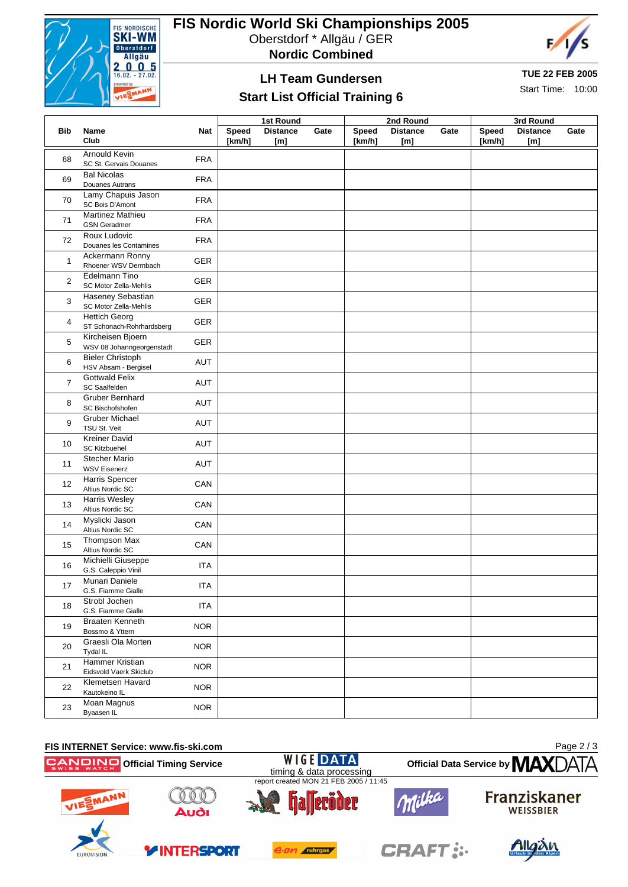# FIS Nordic World Ski Championships 2005

Oberstdorf * Allgäu / GER

**Nordic Combined**

## LH Team Gundersen

## Start List Official Training 6

**TUE 22 FEB 2005**

Start Time: 10:00

| Bib | Name / Club | Nat | 1st Round Speed [km/h] | 1st Round Distance [m] | 1st Round Gate | 2nd Round Speed [km/h] | 2nd Round Distance [m] | 2nd Round Gate | 3rd Round Speed [km/h] | 3rd Round Distance [m] | 3rd Round Gate |
|---|---|---|---|---|---|---|---|---|---|---|---|
| 68 | Arnould Kevin<br>SC St. Gervais Douanes | FRA | | | | | | | | | |
| 69 | Bal Nicolas<br>Douanes Autrans | FRA | | | | | | | | | |
| 70 | Lamy Chapuis Jason<br>SC Bois D'Amont | FRA | | | | | | | | | |
| 71 | Martinez Mathieu<br>GSN Geradmer | FRA | | | | | | | | | |
| 72 | Roux Ludovic<br>Douanes les Contamines | FRA | | | | | | | | | |
| 1 | Ackermann Ronny<br>Rhoener WSV Dermbach | GER | | | | | | | | | |
| 2 | Edelmann Tino<br>SC Motor Zella-Mehlis | GER | | | | | | | | | |
| 3 | Haseney Sebastian<br>SC Motor Zella-Mehlis | GER | | | | | | | | | |
| 4 | Hettich Georg<br>ST Schonach-Rohrhardsberg | GER | | | | | | | | | |
| 5 | Kircheisen Bjoern<br>WSV 08 Johanngeorgenstadt | GER | | | | | | | | | |
| 6 | Bieler Christoph<br>HSV Absam - Bergisel | AUT | | | | | | | | | |
| 7 | Gottwald Felix<br>SC Saalfelden | AUT | | | | | | | | | |
| 8 | Gruber Bernhard<br>SC Bischofshofen | AUT | | | | | | | | | |
| 9 | Gruber Michael<br>TSU St. Veit | AUT | | | | | | | | | |
| 10 | Kreiner David<br>SC Kitzbuehel | AUT | | | | | | | | | |
| 11 | Stecher Mario<br>WSV Eisenerz | AUT | | | | | | | | | |
| 12 | Harris Spencer<br>Altius Nordic SC | CAN | | | | | | | | | |
| 13 | Harris Wesley<br>Altius Nordic SC | CAN | | | | | | | | | |
| 14 | Myslicki Jason<br>Altius Nordic SC | CAN | | | | | | | | | |
| 15 | Thompson Max<br>Altius Nordic SC | CAN | | | | | | | | | |
| 16 | Michielli Giuseppe<br>G.S. Caleppio Vinil | ITA | | | | | | | | | |
| 17 | Munari Daniele<br>G.S. Fiamme Gialle | ITA | | | | | | | | | |
| 18 | Strobl Jochen<br>G.S. Fiamme Gialle | ITA | | | | | | | | | |
| 19 | Braaten Kenneth<br>Bossmo & Yttern | NOR | | | | | | | | | |
| 20 | Graesli Ola Morten<br>Tydal IL | NOR | | | | | | | | | |
| 21 | Hammer Kristian<br>Eidsvold Vaerk Skiclub | NOR | | | | | | | | | |
| 22 | Klemetsen Havard<br>Kautokeino IL | NOR | | | | | | | | | |
| 23 | Moan Magnus<br>Byaasen IL | NOR | | | | | | | | | |

FIS INTERNET Service: www.fis-ski.com

CANDINO Official Timing Service — WIGE DATA timing & data processing — Official Data Service by MAXDATA

report created MON 21 FEB 2005 / 11:45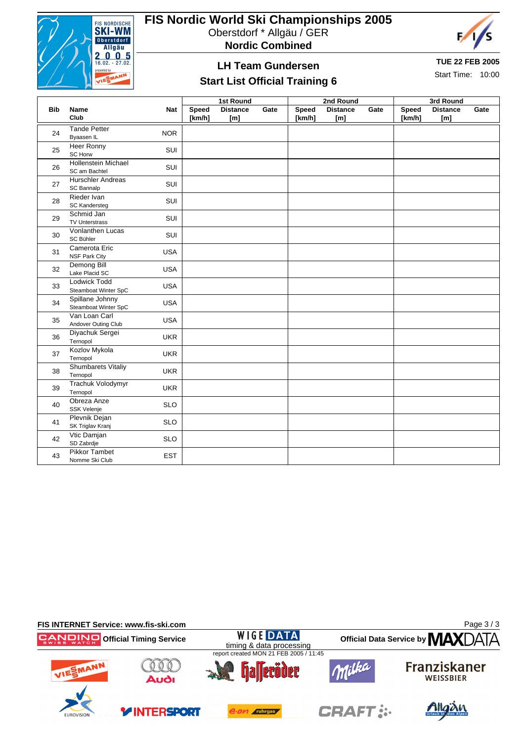# FIS Nordic World Ski Championships 2005

Oberstdorf * Allgäu / GER

**Nordic Combined**

## LH Team Gundersen

## Start List Official Training 6

**TUE 22 FEB 2005**

Start Time: 10:00

| Bib | Name / Club | Nat | 1st Round | | | 2nd Round | | | 3rd Round | | |
|---|---|---|---|---|---|---|---|---|---|---|---|
| | | | Speed [km/h] | Distance [m] | Gate | Speed [km/h] | Distance [m] | Gate | Speed [km/h] | Distance [m] | Gate |
| 24 | Tande Petter<br>Byaasen IL | NOR | | | | | | | | | |
| 25 | Heer Ronny<br>SC Horw | SUI | | | | | | | | | |
| 26 | Hollenstein Michael<br>SC am Bachtel | SUI | | | | | | | | | |
| 27 | Hurschler Andreas<br>SC Bannalp | SUI | | | | | | | | | |
| 28 | Rieder Ivan<br>SC Kandersteg | SUI | | | | | | | | | |
| 29 | Schmid Jan<br>TV Unterstrass | SUI | | | | | | | | | |
| 30 | Vonlanthen Lucas<br>SC Bühler | SUI | | | | | | | | | |
| 31 | Camerota Eric<br>NSF Park City | USA | | | | | | | | | |
| 32 | Demong Bill<br>Lake Placid SC | USA | | | | | | | | | |
| 33 | Lodwick Todd<br>Steamboat Winter SpC | USA | | | | | | | | | |
| 34 | Spillane Johnny<br>Steamboat Winter SpC | USA | | | | | | | | | |
| 35 | Van Loan Carl<br>Andover Outing Club | USA | | | | | | | | | |
| 36 | Diyachuk Sergei<br>Ternopol | UKR | | | | | | | | | |
| 37 | Kozlov Mykola<br>Ternopol | UKR | | | | | | | | | |
| 38 | Shumbarets Vitaliy<br>Ternopol | UKR | | | | | | | | | |
| 39 | Trachuk Volodymyr<br>Ternopol | UKR | | | | | | | | | |
| 40 | Obreza Anze<br>SSK Velenje | SLO | | | | | | | | | |
| 41 | Plevnik Dejan<br>SK Triglav Kranj | SLO | | | | | | | | | |
| 42 | Vtic Damjan<br>SD Zabrdje | SLO | | | | | | | | | |
| 43 | Pikkor Tambet<br>Nomme Ski Club | EST | | | | | | | | | |

FIS INTERNET Service: www.fis-ski.com

Official Timing Service

timing & data processing

report created MON 21 FEB 2005 / 11:45

Official Data Service by MAXDATA